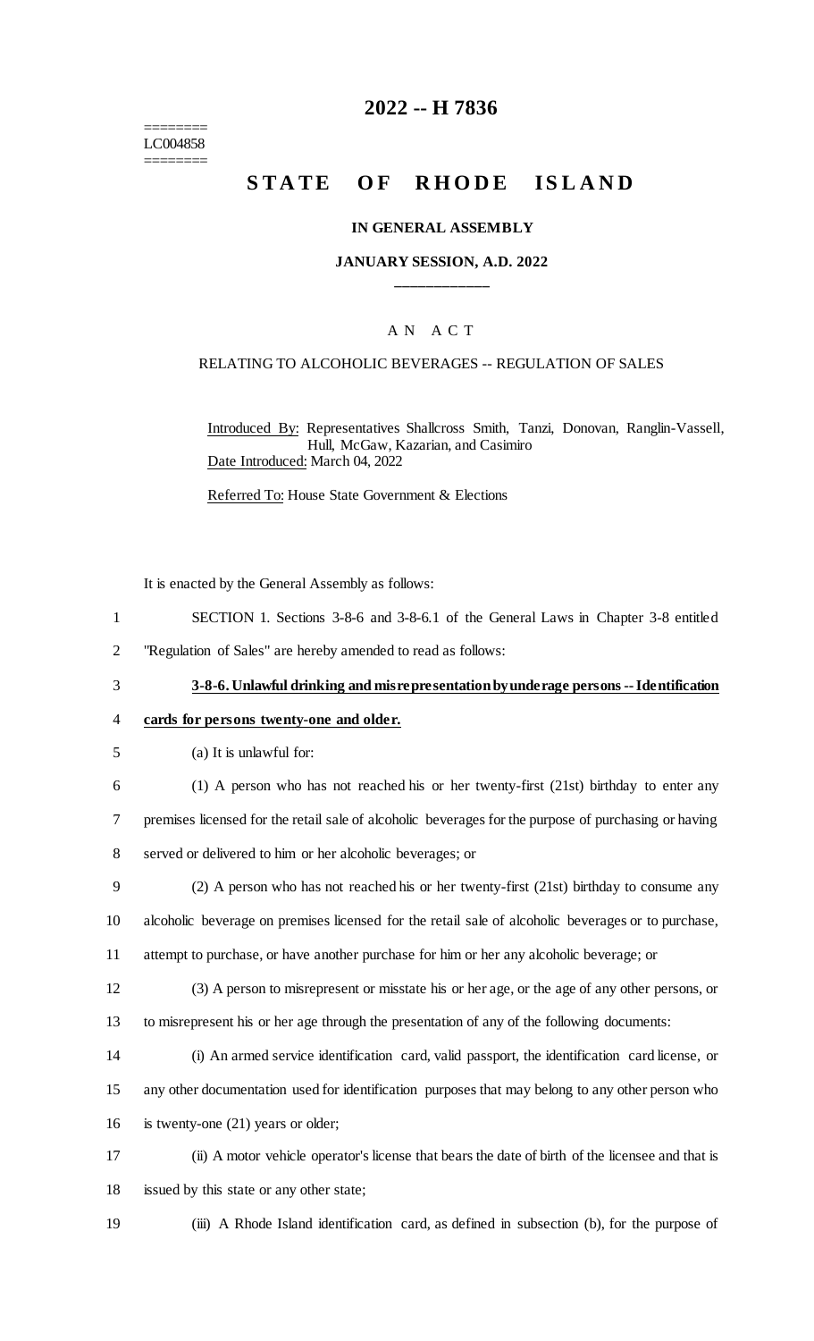========
LC004858
========

# 2022 -- H 7836

# STATE OF RHODE ISLAND

## IN GENERAL ASSEMBLY

### JANUARY SESSION, A.D. 2022

____________

A N A C T

RELATING TO ALCOHOLIC BEVERAGES -- REGULATION OF SALES

Introduced By: Representatives Shallcross Smith, Tanzi, Donovan, Ranglin-Vassell, Hull, McGaw, Kazarian, and Casimiro

Date Introduced: March 04, 2022

Referred To: House State Government & Elections

It is enacted by the General Assembly as follows:

1 SECTION 1. Sections 3-8-6 and 3-8-6.1 of the General Laws in Chapter 3-8 entitled
2 "Regulation of Sales" are hereby amended to read as follows:

3 **3-8-6. Unlawful drinking and misrepresentation by underage persons -- Identification**
4 **cards for persons twenty-one and older.**

5 (a) It is unlawful for:

6 (1) A person who has not reached his or her twenty-first (21st) birthday to enter any
7 premises licensed for the retail sale of alcoholic beverages for the purpose of purchasing or having
8 served or delivered to him or her alcoholic beverages; or

9 (2) A person who has not reached his or her twenty-first (21st) birthday to consume any
10 alcoholic beverage on premises licensed for the retail sale of alcoholic beverages or to purchase,
11 attempt to purchase, or have another purchase for him or her any alcoholic beverage; or

12 (3) A person to misrepresent or misstate his or her age, or the age of any other persons, or
13 to misrepresent his or her age through the presentation of any of the following documents:

14 (i) An armed service identification card, valid passport, the identification card license, or
15 any other documentation used for identification purposes that may belong to any other person who
16 is twenty-one (21) years or older;

17 (ii) A motor vehicle operator's license that bears the date of birth of the licensee and that is
18 issued by this state or any other state;

19 (iii) A Rhode Island identification card, as defined in subsection (b), for the purpose of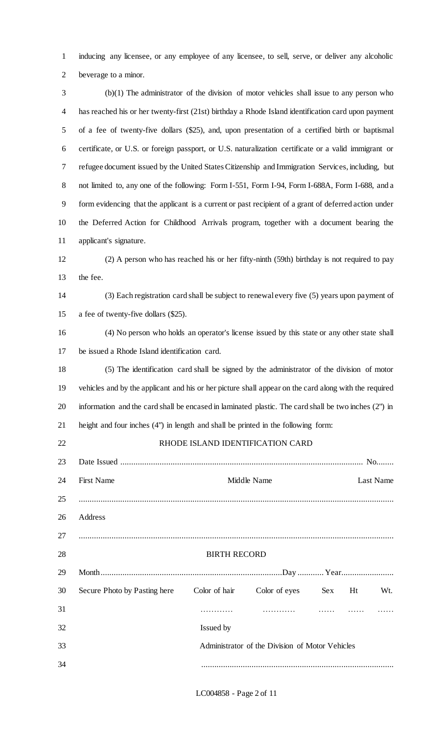inducing any licensee, or any employee of any licensee, to sell, serve, or deliver any alcoholic beverage to a minor.

(b)(1) The administrator of the division of motor vehicles shall issue to any person who has reached his or her twenty-first (21st) birthday a Rhode Island identification card upon payment of a fee of twenty-five dollars ($25), and, upon presentation of a certified birth or baptismal certificate, or U.S. or foreign passport, or U.S. naturalization certificate or a valid immigrant or refugee document issued by the United States Citizenship and Immigration Services, including, but not limited to, any one of the following: Form I-551, Form I-94, Form I-688A, Form I-688, and a form evidencing that the applicant is a current or past recipient of a grant of deferred action under the Deferred Action for Childhood Arrivals program, together with a document bearing the applicant's signature.

(2) A person who has reached his or her fifty-ninth (59th) birthday is not required to pay the fee.

(3) Each registration card shall be subject to renewal every five (5) years upon payment of a fee of twenty-five dollars ($25).

(4) No person who holds an operator's license issued by this state or any other state shall be issued a Rhode Island identification card.

(5) The identification card shall be signed by the administrator of the division of motor vehicles and by the applicant and his or her picture shall appear on the card along with the required information and the card shall be encased in laminated plastic. The card shall be two inches (2") in height and four inches (4") in length and shall be printed in the following form:

RHODE ISLAND IDENTIFICATION CARD

Date Issued ............................................................................................................... No........

First Name                                        Middle Name                                        Last Name

................................................................................................................................................

Address

................................................................................................................................................

BIRTH RECORD

Month....................................................................................Day ............ Year........................

Secure Photo by Pasting here        Color of hair        Color of eyes        Sex        Ht        Wt.

…………        …………        ……        ……        ……

Issued by

Administrator of the Division of Motor Vehicles

.......................................................................................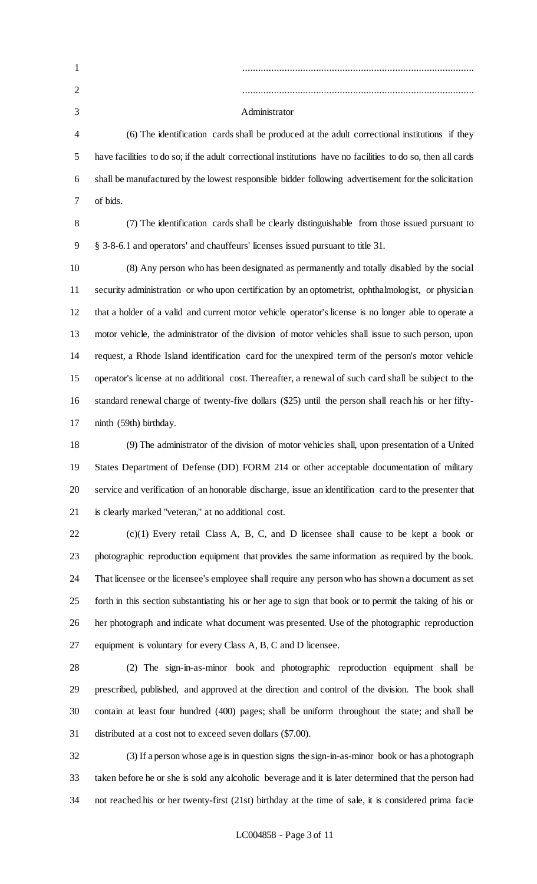.......................................................................................

.......................................................................................

Administrator

(6) The identification cards shall be produced at the adult correctional institutions if they have facilities to do so; if the adult correctional institutions have no facilities to do so, then all cards shall be manufactured by the lowest responsible bidder following advertisement for the solicitation of bids.

(7) The identification cards shall be clearly distinguishable from those issued pursuant to § 3-8-6.1 and operators' and chauffeurs' licenses issued pursuant to title 31.

(8) Any person who has been designated as permanently and totally disabled by the social security administration or who upon certification by an optometrist, ophthalmologist, or physician that a holder of a valid and current motor vehicle operator's license is no longer able to operate a motor vehicle, the administrator of the division of motor vehicles shall issue to such person, upon request, a Rhode Island identification card for the unexpired term of the person's motor vehicle operator's license at no additional cost. Thereafter, a renewal of such card shall be subject to the standard renewal charge of twenty-five dollars ($25) until the person shall reach his or her fifty-ninth (59th) birthday.

(9) The administrator of the division of motor vehicles shall, upon presentation of a United States Department of Defense (DD) FORM 214 or other acceptable documentation of military service and verification of an honorable discharge, issue an identification card to the presenter that is clearly marked "veteran," at no additional cost.

(c)(1) Every retail Class A, B, C, and D licensee shall cause to be kept a book or photographic reproduction equipment that provides the same information as required by the book. That licensee or the licensee's employee shall require any person who has shown a document as set forth in this section substantiating his or her age to sign that book or to permit the taking of his or her photograph and indicate what document was presented. Use of the photographic reproduction equipment is voluntary for every Class A, B, C and D licensee.

(2) The sign-in-as-minor book and photographic reproduction equipment shall be prescribed, published, and approved at the direction and control of the division. The book shall contain at least four hundred (400) pages; shall be uniform throughout the state; and shall be distributed at a cost not to exceed seven dollars ($7.00).

(3) If a person whose age is in question signs the sign-in-as-minor book or has a photograph taken before he or she is sold any alcoholic beverage and it is later determined that the person had not reached his or her twenty-first (21st) birthday at the time of sale, it is considered prima facie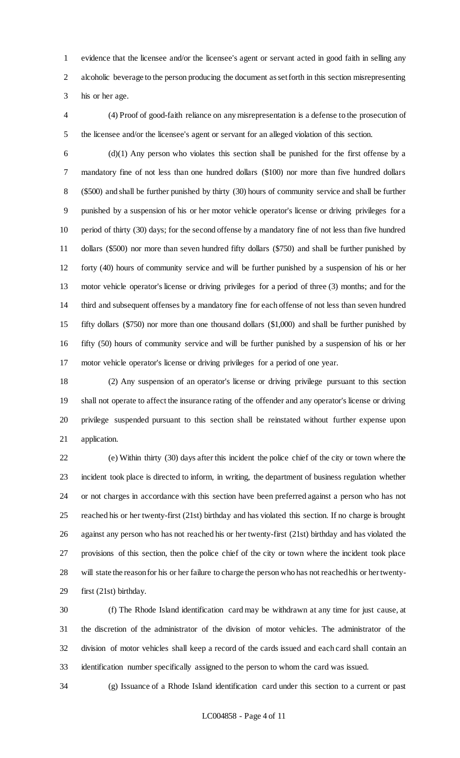evidence that the licensee and/or the licensee's agent or servant acted in good faith in selling any alcoholic beverage to the person producing the document as set forth in this section misrepresenting his or her age.

(4) Proof of good-faith reliance on any misrepresentation is a defense to the prosecution of the licensee and/or the licensee's agent or servant for an alleged violation of this section.

(d)(1) Any person who violates this section shall be punished for the first offense by a mandatory fine of not less than one hundred dollars ($100) nor more than five hundred dollars ($500) and shall be further punished by thirty (30) hours of community service and shall be further punished by a suspension of his or her motor vehicle operator's license or driving privileges for a period of thirty (30) days; for the second offense by a mandatory fine of not less than five hundred dollars ($500) nor more than seven hundred fifty dollars ($750) and shall be further punished by forty (40) hours of community service and will be further punished by a suspension of his or her motor vehicle operator's license or driving privileges for a period of three (3) months; and for the third and subsequent offenses by a mandatory fine for each offense of not less than seven hundred fifty dollars ($750) nor more than one thousand dollars ($1,000) and shall be further punished by fifty (50) hours of community service and will be further punished by a suspension of his or her motor vehicle operator's license or driving privileges for a period of one year.

(2) Any suspension of an operator's license or driving privilege pursuant to this section shall not operate to affect the insurance rating of the offender and any operator's license or driving privilege suspended pursuant to this section shall be reinstated without further expense upon application.

(e) Within thirty (30) days after this incident the police chief of the city or town where the incident took place is directed to inform, in writing, the department of business regulation whether or not charges in accordance with this section have been preferred against a person who has not reached his or her twenty-first (21st) birthday and has violated this section. If no charge is brought against any person who has not reached his or her twenty-first (21st) birthday and has violated the provisions of this section, then the police chief of the city or town where the incident took place will state the reason for his or her failure to charge the person who has not reached his or her twenty-first (21st) birthday.

(f) The Rhode Island identification card may be withdrawn at any time for just cause, at the discretion of the administrator of the division of motor vehicles. The administrator of the division of motor vehicles shall keep a record of the cards issued and each card shall contain an identification number specifically assigned to the person to whom the card was issued.

(g) Issuance of a Rhode Island identification card under this section to a current or past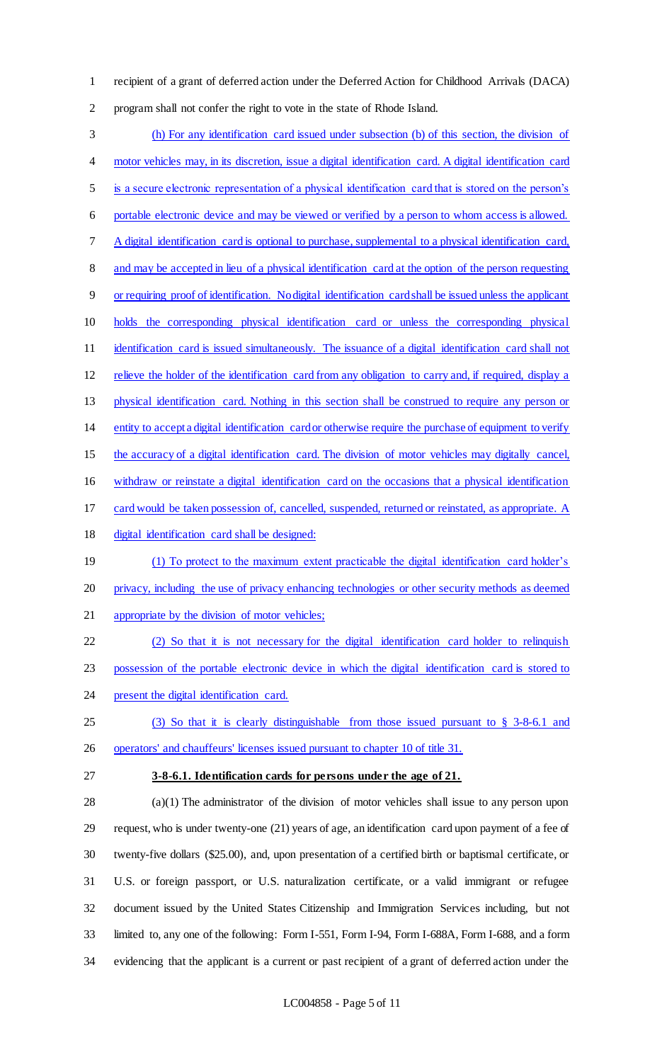recipient of a grant of deferred action under the Deferred Action for Childhood Arrivals (DACA) program shall not confer the right to vote in the state of Rhode Island.

(h) For any identification card issued under subsection (b) of this section, the division of motor vehicles may, in its discretion, issue a digital identification card. A digital identification card is a secure electronic representation of a physical identification card that is stored on the person's portable electronic device and may be viewed or verified by a person to whom access is allowed. A digital identification card is optional to purchase, supplemental to a physical identification card, and may be accepted in lieu of a physical identification card at the option of the person requesting or requiring proof of identification. No digital identification card shall be issued unless the applicant holds the corresponding physical identification card or unless the corresponding physical identification card is issued simultaneously. The issuance of a digital identification card shall not relieve the holder of the identification card from any obligation to carry and, if required, display a physical identification card. Nothing in this section shall be construed to require any person or entity to accept a digital identification card or otherwise require the purchase of equipment to verify the accuracy of a digital identification card. The division of motor vehicles may digitally cancel, withdraw or reinstate a digital identification card on the occasions that a physical identification card would be taken possession of, cancelled, suspended, returned or reinstated, as appropriate. A digital identification card shall be designed:

(1) To protect to the maximum extent practicable the digital identification card holder's privacy, including the use of privacy enhancing technologies or other security methods as deemed appropriate by the division of motor vehicles;

(2) So that it is not necessary for the digital identification card holder to relinquish possession of the portable electronic device in which the digital identification card is stored to present the digital identification card.

(3) So that it is clearly distinguishable from those issued pursuant to § 3-8-6.1 and operators' and chauffeurs' licenses issued pursuant to chapter 10 of title 31.

**3-8-6.1. Identification cards for persons under the age of 21.**

(a)(1) The administrator of the division of motor vehicles shall issue to any person upon request, who is under twenty-one (21) years of age, an identification card upon payment of a fee of twenty-five dollars ($25.00), and, upon presentation of a certified birth or baptismal certificate, or U.S. or foreign passport, or U.S. naturalization certificate, or a valid immigrant or refugee document issued by the United States Citizenship and Immigration Services including, but not limited to, any one of the following: Form I-551, Form I-94, Form I-688A, Form I-688, and a form evidencing that the applicant is a current or past recipient of a grant of deferred action under the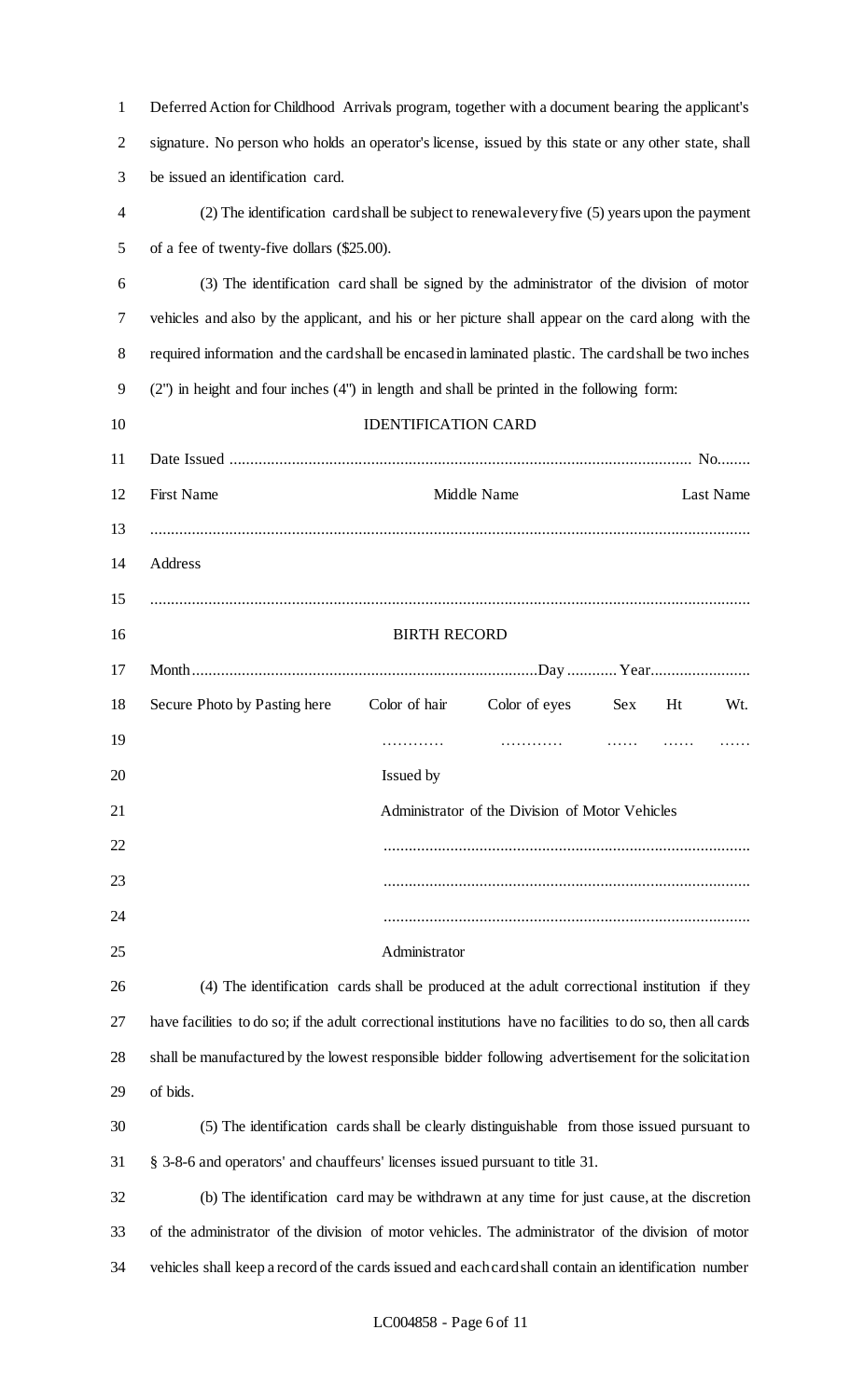Deferred Action for Childhood Arrivals program, together with a document bearing the applicant's signature. No person who holds an operator's license, issued by this state or any other state, shall be issued an identification card.

(2) The identification card shall be subject to renewal every five (5) years upon the payment of a fee of twenty-five dollars ($25.00).

(3) The identification card shall be signed by the administrator of the division of motor vehicles and also by the applicant, and his or her picture shall appear on the card along with the required information and the card shall be encased in laminated plastic. The card shall be two inches (2") in height and four inches (4") in length and shall be printed in the following form:

IDENTIFICATION CARD

Date Issued .............................................................................................................. No........

First Name Middle Name Last Name

...............................................................................................................................................

Address

...............................................................................................................................................

BIRTH RECORD

Month...................................................................................Day ............ Year........................

Secure Photo by Pasting here Color of hair Color of eyes Sex Ht Wt.

............ ............ ...... ...... ......

Issued by

Administrator of the Division of Motor Vehicles

........................................................................................

........................................................................................

........................................................................................

Administrator

(4) The identification cards shall be produced at the adult correctional institution if they have facilities to do so; if the adult correctional institutions have no facilities to do so, then all cards shall be manufactured by the lowest responsible bidder following advertisement for the solicitation of bids.

(5) The identification cards shall be clearly distinguishable from those issued pursuant to § 3-8-6 and operators' and chauffeurs' licenses issued pursuant to title 31.

(b) The identification card may be withdrawn at any time for just cause, at the discretion of the administrator of the division of motor vehicles. The administrator of the division of motor vehicles shall keep a record of the cards issued and each card shall contain an identification number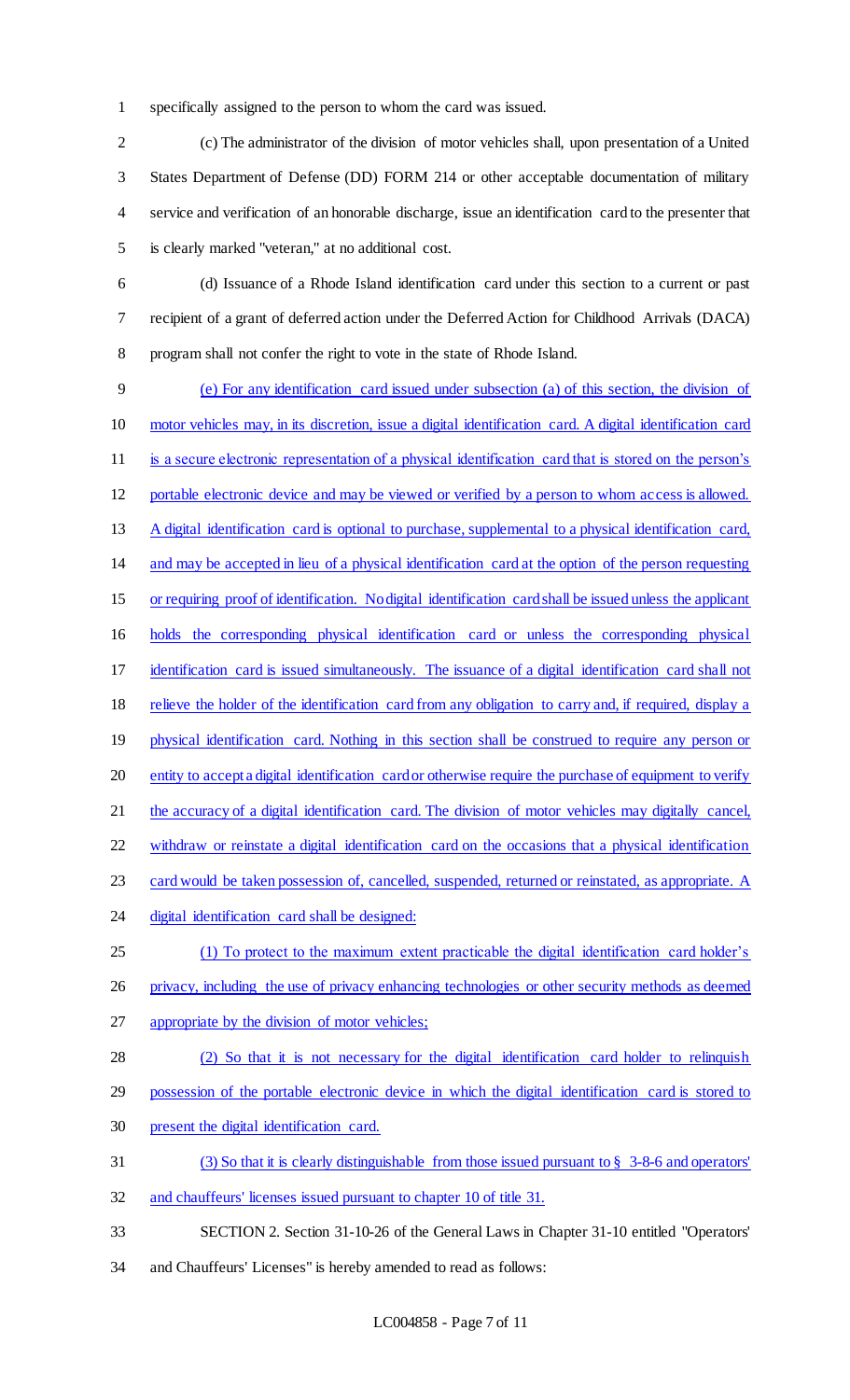specifically assigned to the person to whom the card was issued.

(c) The administrator of the division of motor vehicles shall, upon presentation of a United States Department of Defense (DD) FORM 214 or other acceptable documentation of military service and verification of an honorable discharge, issue an identification card to the presenter that is clearly marked "veteran," at no additional cost.

(d) Issuance of a Rhode Island identification card under this section to a current or past recipient of a grant of deferred action under the Deferred Action for Childhood Arrivals (DACA) program shall not confer the right to vote in the state of Rhode Island.

(e) For any identification card issued under subsection (a) of this section, the division of motor vehicles may, in its discretion, issue a digital identification card. A digital identification card is a secure electronic representation of a physical identification card that is stored on the person's portable electronic device and may be viewed or verified by a person to whom access is allowed. A digital identification card is optional to purchase, supplemental to a physical identification card, and may be accepted in lieu of a physical identification card at the option of the person requesting or requiring proof of identification. No digital identification card shall be issued unless the applicant holds the corresponding physical identification card or unless the corresponding physical identification card is issued simultaneously. The issuance of a digital identification card shall not relieve the holder of the identification card from any obligation to carry and, if required, display a physical identification card. Nothing in this section shall be construed to require any person or entity to accept a digital identification card or otherwise require the purchase of equipment to verify the accuracy of a digital identification card. The division of motor vehicles may digitally cancel, withdraw or reinstate a digital identification card on the occasions that a physical identification card would be taken possession of, cancelled, suspended, returned or reinstated, as appropriate. A digital identification card shall be designed:

(1) To protect to the maximum extent practicable the digital identification card holder's privacy, including the use of privacy enhancing technologies or other security methods as deemed appropriate by the division of motor vehicles;

(2) So that it is not necessary for the digital identification card holder to relinquish possession of the portable electronic device in which the digital identification card is stored to present the digital identification card.

(3) So that it is clearly distinguishable from those issued pursuant to § 3-8-6 and operators' and chauffeurs' licenses issued pursuant to chapter 10 of title 31.

SECTION 2. Section 31-10-26 of the General Laws in Chapter 31-10 entitled "Operators' and Chauffeurs' Licenses" is hereby amended to read as follows: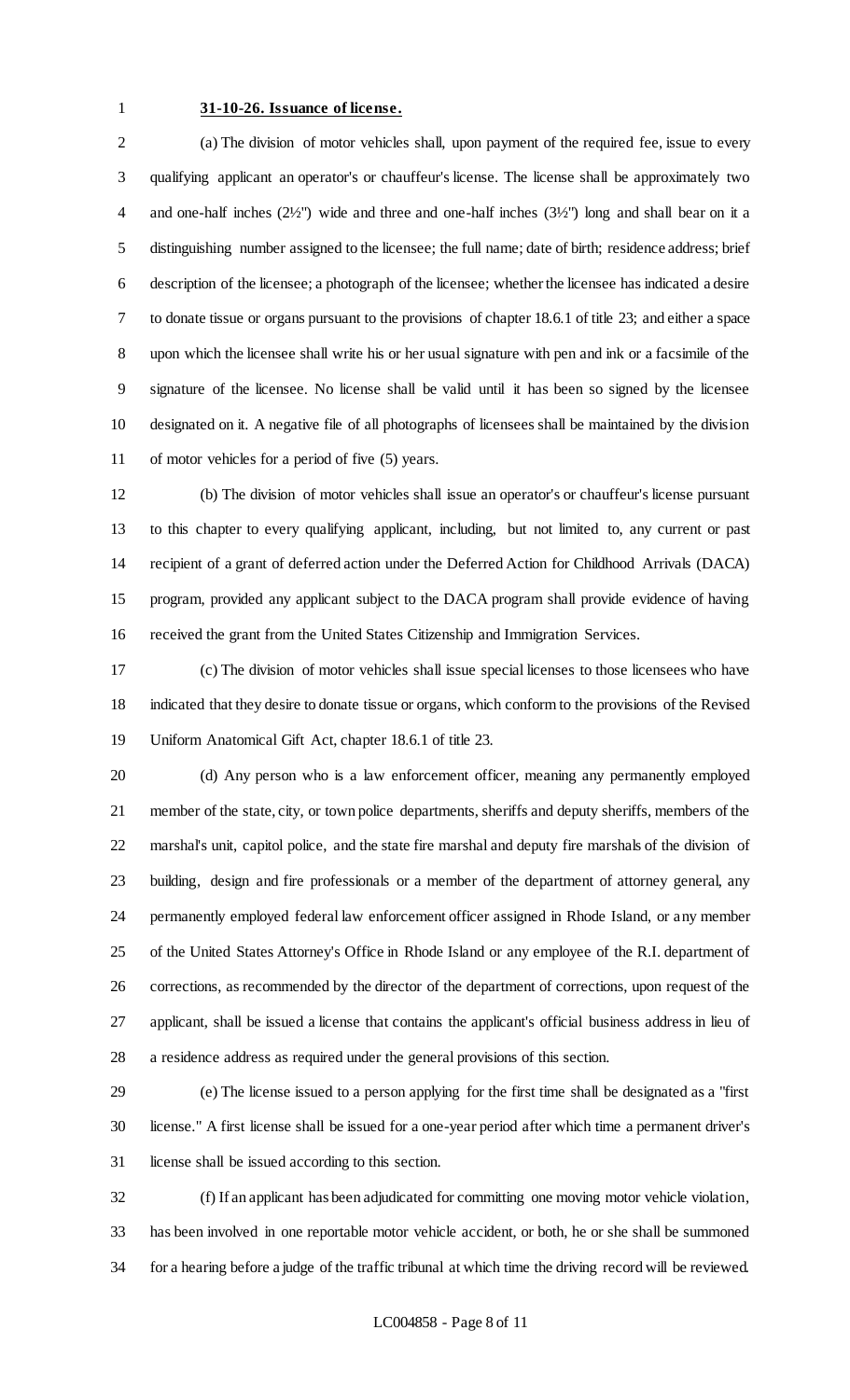**31-10-26. Issuance of license.**

(a) The division of motor vehicles shall, upon payment of the required fee, issue to every qualifying applicant an operator's or chauffeur's license. The license shall be approximately two and one-half inches (2½") wide and three and one-half inches (3½") long and shall bear on it a distinguishing number assigned to the licensee; the full name; date of birth; residence address; brief description of the licensee; a photograph of the licensee; whether the licensee has indicated a desire to donate tissue or organs pursuant to the provisions of chapter 18.6.1 of title 23; and either a space upon which the licensee shall write his or her usual signature with pen and ink or a facsimile of the signature of the licensee. No license shall be valid until it has been so signed by the licensee designated on it. A negative file of all photographs of licensees shall be maintained by the division of motor vehicles for a period of five (5) years.

(b) The division of motor vehicles shall issue an operator's or chauffeur's license pursuant to this chapter to every qualifying applicant, including, but not limited to, any current or past recipient of a grant of deferred action under the Deferred Action for Childhood Arrivals (DACA) program, provided any applicant subject to the DACA program shall provide evidence of having received the grant from the United States Citizenship and Immigration Services.

(c) The division of motor vehicles shall issue special licenses to those licensees who have indicated that they desire to donate tissue or organs, which conform to the provisions of the Revised Uniform Anatomical Gift Act, chapter 18.6.1 of title 23.

(d) Any person who is a law enforcement officer, meaning any permanently employed member of the state, city, or town police departments, sheriffs and deputy sheriffs, members of the marshal's unit, capitol police, and the state fire marshal and deputy fire marshals of the division of building, design and fire professionals or a member of the department of attorney general, any permanently employed federal law enforcement officer assigned in Rhode Island, or any member of the United States Attorney's Office in Rhode Island or any employee of the R.I. department of corrections, as recommended by the director of the department of corrections, upon request of the applicant, shall be issued a license that contains the applicant's official business address in lieu of a residence address as required under the general provisions of this section.

(e) The license issued to a person applying for the first time shall be designated as a "first license." A first license shall be issued for a one-year period after which time a permanent driver's license shall be issued according to this section.

(f) If an applicant has been adjudicated for committing one moving motor vehicle violation, has been involved in one reportable motor vehicle accident, or both, he or she shall be summoned for a hearing before a judge of the traffic tribunal at which time the driving record will be reviewed.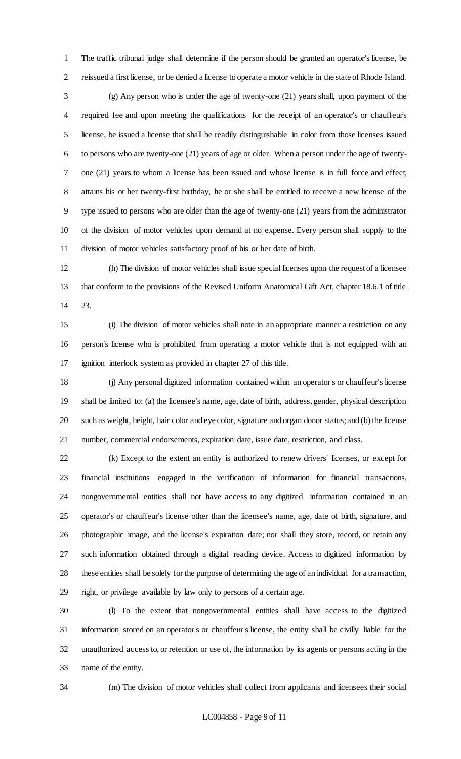The traffic tribunal judge shall determine if the person should be granted an operator's license, be reissued a first license, or be denied a license to operate a motor vehicle in the state of Rhode Island.

(g) Any person who is under the age of twenty-one (21) years shall, upon payment of the required fee and upon meeting the qualifications for the receipt of an operator's or chauffeur's license, be issued a license that shall be readily distinguishable in color from those licenses issued to persons who are twenty-one (21) years of age or older. When a person under the age of twenty-one (21) years to whom a license has been issued and whose license is in full force and effect, attains his or her twenty-first birthday, he or she shall be entitled to receive a new license of the type issued to persons who are older than the age of twenty-one (21) years from the administrator of the division of motor vehicles upon demand at no expense. Every person shall supply to the division of motor vehicles satisfactory proof of his or her date of birth.

(h) The division of motor vehicles shall issue special licenses upon the request of a licensee that conform to the provisions of the Revised Uniform Anatomical Gift Act, chapter 18.6.1 of title 23.

(i) The division of motor vehicles shall note in an appropriate manner a restriction on any person's license who is prohibited from operating a motor vehicle that is not equipped with an ignition interlock system as provided in chapter 27 of this title.

(j) Any personal digitized information contained within an operator's or chauffeur's license shall be limited to: (a) the licensee's name, age, date of birth, address, gender, physical description such as weight, height, hair color and eye color, signature and organ donor status; and (b) the license number, commercial endorsements, expiration date, issue date, restriction, and class.

(k) Except to the extent an entity is authorized to renew drivers' licenses, or except for financial institutions engaged in the verification of information for financial transactions, nongovernmental entities shall not have access to any digitized information contained in an operator's or chauffeur's license other than the licensee's name, age, date of birth, signature, and photographic image, and the license's expiration date; nor shall they store, record, or retain any such information obtained through a digital reading device. Access to digitized information by these entities shall be solely for the purpose of determining the age of an individual for a transaction, right, or privilege available by law only to persons of a certain age.

(l) To the extent that nongovernmental entities shall have access to the digitized information stored on an operator's or chauffeur's license, the entity shall be civilly liable for the unauthorized access to, or retention or use of, the information by its agents or persons acting in the name of the entity.

(m) The division of motor vehicles shall collect from applicants and licensees their social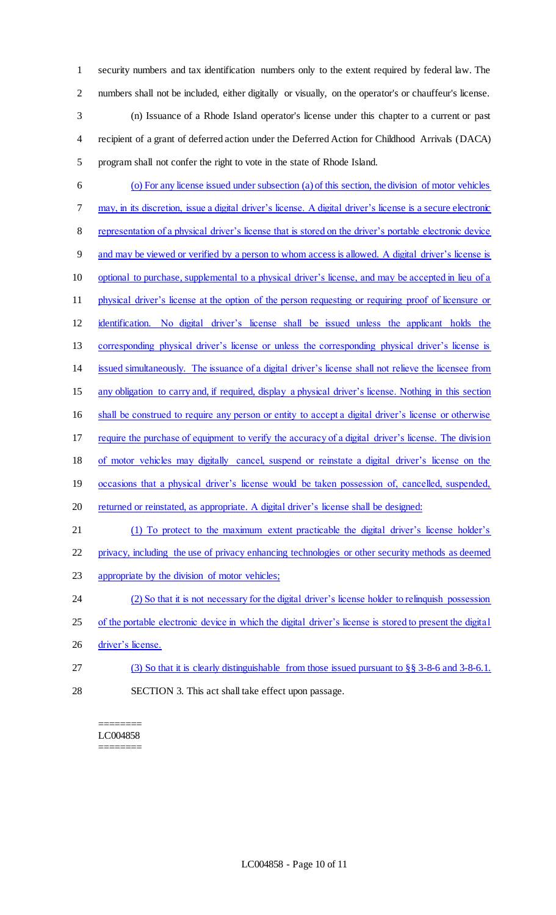security numbers and tax identification numbers only to the extent required by federal law. The numbers shall not be included, either digitally or visually, on the operator's or chauffeur's license.

(n) Issuance of a Rhode Island operator's license under this chapter to a current or past recipient of a grant of deferred action under the Deferred Action for Childhood Arrivals (DACA) program shall not confer the right to vote in the state of Rhode Island.

(o) For any license issued under subsection (a) of this section, the division of motor vehicles may, in its discretion, issue a digital driver's license. A digital driver's license is a secure electronic representation of a physical driver's license that is stored on the driver's portable electronic device and may be viewed or verified by a person to whom access is allowed. A digital driver's license is optional to purchase, supplemental to a physical driver's license, and may be accepted in lieu of a physical driver's license at the option of the person requesting or requiring proof of licensure or identification. No digital driver's license shall be issued unless the applicant holds the corresponding physical driver's license or unless the corresponding physical driver's license is issued simultaneously. The issuance of a digital driver's license shall not relieve the licensee from any obligation to carry and, if required, display a physical driver's license. Nothing in this section shall be construed to require any person or entity to accept a digital driver's license or otherwise require the purchase of equipment to verify the accuracy of a digital driver's license. The division of motor vehicles may digitally cancel, suspend or reinstate a digital driver's license on the occasions that a physical driver's license would be taken possession of, cancelled, suspended, returned or reinstated, as appropriate. A digital driver's license shall be designed:

(1) To protect to the maximum extent practicable the digital driver's license holder's privacy, including the use of privacy enhancing technologies or other security methods as deemed appropriate by the division of motor vehicles;

(2) So that it is not necessary for the digital driver's license holder to relinquish possession of the portable electronic device in which the digital driver's license is stored to present the digital driver's license.

(3) So that it is clearly distinguishable from those issued pursuant to §§ 3-8-6 and 3-8-6.1.

SECTION 3. This act shall take effect upon passage.

========
LC004858
========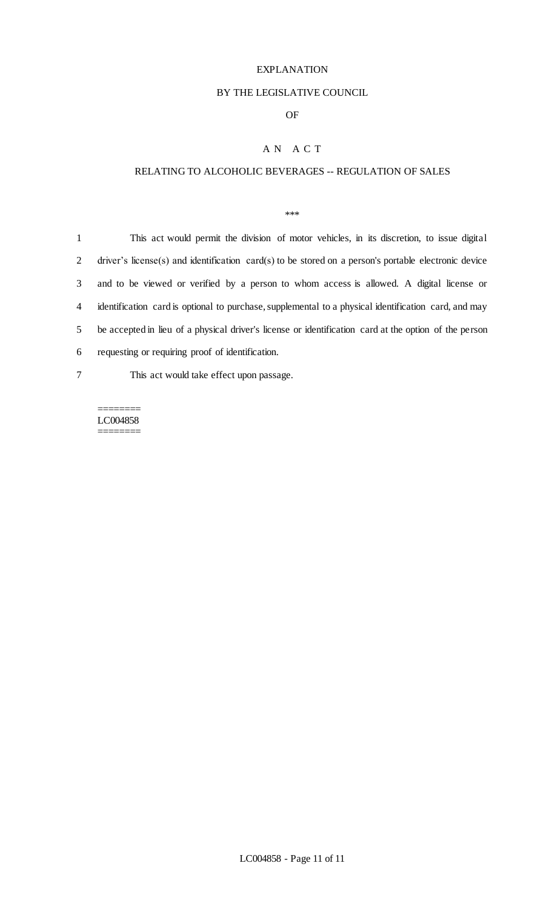EXPLANATION

BY THE LEGISLATIVE COUNCIL

OF

A N A C T

RELATING TO ALCOHOLIC BEVERAGES -- REGULATION OF SALES

\*\*\*

1 This act would permit the division of motor vehicles, in its discretion, to issue digital
2 driver's license(s) and identification card(s) to be stored on a person's portable electronic device
3 and to be viewed or verified by a person to whom access is allowed. A digital license or
4 identification card is optional to purchase, supplemental to a physical identification card, and may
5 be accepted in lieu of a physical driver's license or identification card at the option of the person
6 requesting or requiring proof of identification.

7 This act would take effect upon passage.

========
LC004858
========